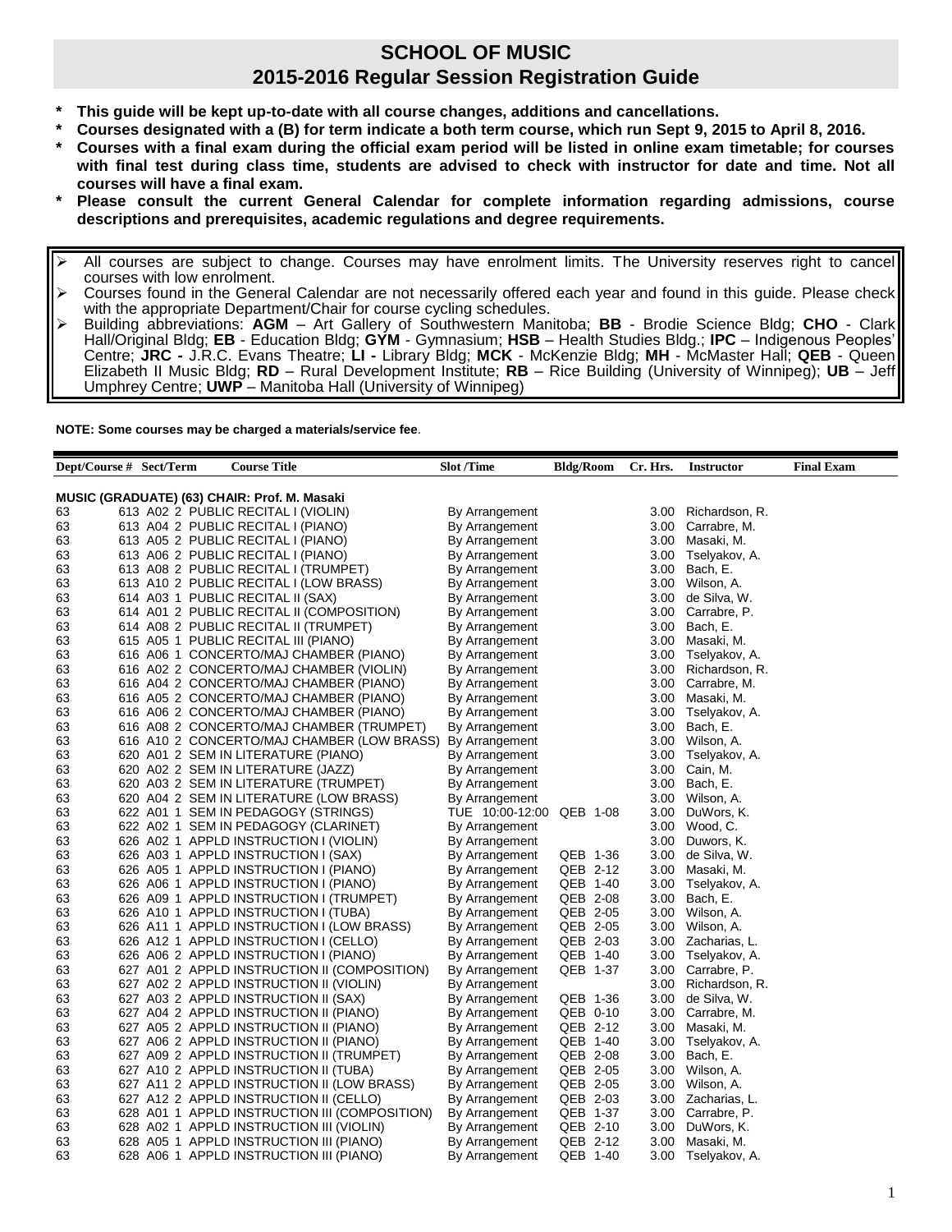# SCHOOL OF MUSIC
## 2015-2016 Regular Session Registration Guide

- **This guide will be kept up-to-date with all course changes, additions and cancellations.**
- **Courses designated with a (B) for term indicate a both term course, which run Sept 9, 2015 to April 8, 2016.**
- **Courses with a final exam during the official exam period will be listed in online exam timetable; for courses with final test during class time, students are advised to check with instructor for date and time. Not all courses will have a final exam.**
- **Please consult the current General Calendar for complete information regarding admissions, course descriptions and prerequisites, academic regulations and degree requirements.**

> - All courses are subject to change. Courses may have enrolment limits. The University reserves right to cancel courses with low enrolment.
> - Courses found in the General Calendar are not necessarily offered each year and found in this guide. Please check with the appropriate Department/Chair for course cycling schedules.
> - Building abbreviations: **AGM** – Art Gallery of Southwestern Manitoba; **BB** - Brodie Science Bldg; **CHO** - Clark Hall/Original Bldg; **EB** - Education Bldg; **GYM** - Gymnasium; **HSB** – Health Studies Bldg.; **IPC** – Indigenous Peoples' Centre; **JRC -** J.R.C. Evans Theatre; **LI -** Library Bldg; **MCK** - McKenzie Bldg; **MH** - McMaster Hall; **QEB** - Queen Elizabeth II Music Bldg; **RD** – Rural Development Institute; **RB** – Rice Building (University of Winnipeg); **UB** – Jeff Umphrey Centre; **UWP** – Manitoba Hall (University of Winnipeg)

**NOTE: Some courses may be charged a materials/service fee**.

| Dept/Course # | Sect/Term | Course Title | Slot /Time | Bldg/Room | Cr. Hrs. | Instructor | Final Exam |
|---|---|---|---|---|---|---|---|
| **MUSIC (GRADUATE) (63) CHAIR: Prof. M. Masaki** | | | | | | | |
| 63 613 | A02 2 | PUBLIC RECITAL I (VIOLIN) | By Arrangement | | 3.00 | Richardson, R. | |
| 63 613 | A04 2 | PUBLIC RECITAL I (PIANO) | By Arrangement | | 3.00 | Carrabre, M. | |
| 63 613 | A05 2 | PUBLIC RECITAL I (PIANO) | By Arrangement | | 3.00 | Masaki, M. | |
| 63 613 | A06 2 | PUBLIC RECITAL I (PIANO) | By Arrangement | | 3.00 | Tselyakov, A. | |
| 63 613 | A08 2 | PUBLIC RECITAL I (TRUMPET) | By Arrangement | | 3.00 | Bach, E. | |
| 63 613 | A10 2 | PUBLIC RECITAL I (LOW BRASS) | By Arrangement | | 3.00 | Wilson, A. | |
| 63 614 | A03 1 | PUBLIC RECITAL II (SAX) | By Arrangement | | 3.00 | de Silva, W. | |
| 63 614 | A01 2 | PUBLIC RECITAL II (COMPOSITION) | By Arrangement | | 3.00 | Carrabre, P. | |
| 63 614 | A08 2 | PUBLIC RECITAL II (TRUMPET) | By Arrangement | | 3.00 | Bach, E. | |
| 63 615 | A05 1 | PUBLIC RECITAL III (PIANO) | By Arrangement | | 3.00 | Masaki, M. | |
| 63 616 | A06 1 | CONCERTO/MAJ CHAMBER (PIANO) | By Arrangement | | 3.00 | Tselyakov, A. | |
| 63 616 | A02 2 | CONCERTO/MAJ CHAMBER (VIOLIN) | By Arrangement | | 3.00 | Richardson, R. | |
| 63 616 | A04 2 | CONCERTO/MAJ CHAMBER (PIANO) | By Arrangement | | 3.00 | Carrabre, M. | |
| 63 616 | A05 2 | CONCERTO/MAJ CHAMBER (PIANO) | By Arrangement | | 3.00 | Masaki, M. | |
| 63 616 | A06 2 | CONCERTO/MAJ CHAMBER (PIANO) | By Arrangement | | 3.00 | Tselyakov, A. | |
| 63 616 | A08 2 | CONCERTO/MAJ CHAMBER (TRUMPET) | By Arrangement | | 3.00 | Bach, E. | |
| 63 616 | A10 2 | CONCERTO/MAJ CHAMBER (LOW BRASS) | By Arrangement | | 3.00 | Wilson, A. | |
| 63 620 | A01 2 | SEM IN LITERATURE (PIANO) | By Arrangement | | 3.00 | Tselyakov, A. | |
| 63 620 | A02 2 | SEM IN LITERATURE (JAZZ) | By Arrangement | | 3.00 | Cain, M. | |
| 63 620 | A03 2 | SEM IN LITERATURE (TRUMPET) | By Arrangement | | 3.00 | Bach, E. | |
| 63 620 | A04 2 | SEM IN LITERATURE (LOW BRASS) | By Arrangement | | 3.00 | Wilson, A. | |
| 63 622 | A01 1 | SEM IN PEDAGOGY (STRINGS) | TUE 10:00-12:00 | QEB 1-08 | 3.00 | DuWors, K. | |
| 63 622 | A02 1 | SEM IN PEDAGOGY (CLARINET) | By Arrangement | | 3.00 | Wood, C. | |
| 63 626 | A02 1 | APPLD INSTRUCTION I (VIOLIN) | By Arrangement | | 3.00 | Duwors, K. | |
| 63 626 | A03 1 | APPLD INSTRUCTION I (SAX) | By Arrangement | QEB 1-36 | 3.00 | de Silva, W. | |
| 63 626 | A05 1 | APPLD INSTRUCTION I (PIANO) | By Arrangement | QEB 2-12 | 3.00 | Masaki, M. | |
| 63 626 | A06 1 | APPLD INSTRUCTION I (PIANO) | By Arrangement | QEB 1-40 | 3.00 | Tselyakov, A. | |
| 63 626 | A09 1 | APPLD INSTRUCTION I (TRUMPET) | By Arrangement | QEB 2-08 | 3.00 | Bach, E. | |
| 63 626 | A10 1 | APPLD INSTRUCTION I (TUBA) | By Arrangement | QEB 2-05 | 3.00 | Wilson, A. | |
| 63 626 | A11 1 | APPLD INSTRUCTION I (LOW BRASS) | By Arrangement | QEB 2-05 | 3.00 | Wilson, A. | |
| 63 626 | A12 1 | APPLD INSTRUCTION I (CELLO) | By Arrangement | QEB 2-03 | 3.00 | Zacharias, L. | |
| 63 626 | A06 2 | APPLD INSTRUCTION I (PIANO) | By Arrangement | QEB 1-40 | 3.00 | Tselyakov, A. | |
| 63 627 | A01 2 | APPLD INSTRUCTION II (COMPOSITION) | By Arrangement | QEB 1-37 | 3.00 | Carrabre, P. | |
| 63 627 | A02 2 | APPLD INSTRUCTION II (VIOLIN) | By Arrangement | | 3.00 | Richardson, R. | |
| 63 627 | A03 2 | APPLD INSTRUCTION II (SAX) | By Arrangement | QEB 1-36 | 3.00 | de Silva, W. | |
| 63 627 | A04 2 | APPLD INSTRUCTION II (PIANO) | By Arrangement | QEB 0-10 | 3.00 | Carrabre, M. | |
| 63 627 | A05 2 | APPLD INSTRUCTION II (PIANO) | By Arrangement | QEB 2-12 | 3.00 | Masaki, M. | |
| 63 627 | A06 2 | APPLD INSTRUCTION II (PIANO) | By Arrangement | QEB 1-40 | 3.00 | Tselyakov, A. | |
| 63 627 | A09 2 | APPLD INSTRUCTION II (TRUMPET) | By Arrangement | QEB 2-08 | 3.00 | Bach, E. | |
| 63 627 | A10 2 | APPLD INSTRUCTION II (TUBA) | By Arrangement | QEB 2-05 | 3.00 | Wilson, A. | |
| 63 627 | A11 2 | APPLD INSTRUCTION II (LOW BRASS) | By Arrangement | QEB 2-05 | 3.00 | Wilson, A. | |
| 63 627 | A12 2 | APPLD INSTRUCTION II (CELLO) | By Arrangement | QEB 2-03 | 3.00 | Zacharias, L. | |
| 63 628 | A01 1 | APPLD INSTRUCTION III (COMPOSITION) | By Arrangement | QEB 1-37 | 3.00 | Carrabre, P. | |
| 63 628 | A02 1 | APPLD INSTRUCTION III (VIOLIN) | By Arrangement | QEB 2-10 | 3.00 | DuWors, K. | |
| 63 628 | A05 1 | APPLD INSTRUCTION III (PIANO) | By Arrangement | QEB 2-12 | 3.00 | Masaki, M. | |
| 63 628 | A06 1 | APPLD INSTRUCTION III (PIANO) | By Arrangement | QEB 1-40 | 3.00 | Tselyakov, A. | |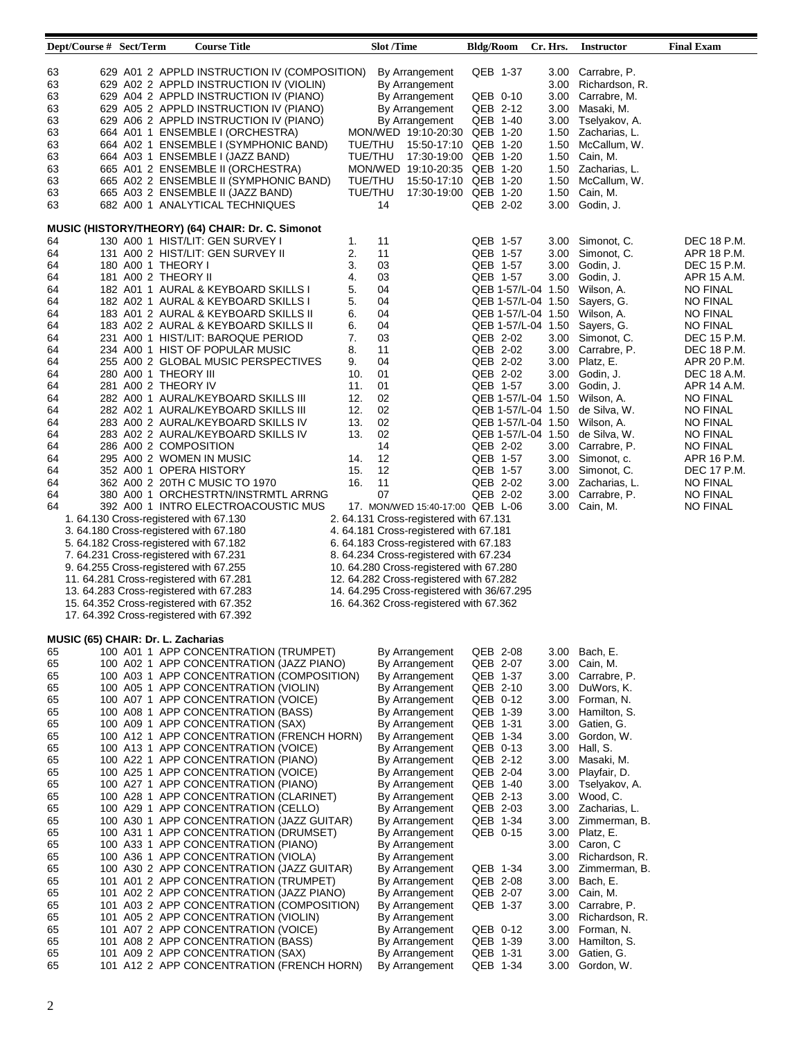| Dept/Course # | Sect/Term | Course Title | Slot /Time | Bldg/Room | Cr. Hrs. | Instructor | Final Exam |
|---|---|---|---|---|---|---|---|
| 63 | 629 A01 2 | APPLD INSTRUCTION IV (COMPOSITION) | By Arrangement | QEB 1-37 | 3.00 | Carrabre, P. | |
| 63 | 629 A02 2 | APPLD INSTRUCTION IV (VIOLIN) | By Arrangement | | 3.00 | Richardson, R. | |
| 63 | 629 A04 2 | APPLD INSTRUCTION IV (PIANO) | By Arrangement | QEB 0-10 | 3.00 | Carrabre, M. | |
| 63 | 629 A05 2 | APPLD INSTRUCTION IV (PIANO) | By Arrangement | QEB 2-12 | 3.00 | Masaki, M. | |
| 63 | 629 A06 2 | APPLD INSTRUCTION IV (PIANO) | By Arrangement | QEB 1-40 | 3.00 | Tselyakov, A. | |
| 63 | 664 A01 1 | ENSEMBLE I (ORCHESTRA) | MON/WED 19:10-20:30 | QEB 1-20 | 1.50 | Zacharias, L. | |
| 63 | 664 A02 1 | ENSEMBLE I (SYMPHONIC BAND) | TUE/THU 15:50-17:10 | QEB 1-20 | 1.50 | McCallum, W. | |
| 63 | 664 A03 1 | ENSEMBLE I (JAZZ BAND) | TUE/THU 17:30-19:00 | QEB 1-20 | 1.50 | Cain, M. | |
| 63 | 665 A01 2 | ENSEMBLE II (ORCHESTRA) | MON/WED 19:10-20:35 | QEB 1-20 | 1.50 | Zacharias, L. | |
| 63 | 665 A02 2 | ENSEMBLE II (SYMPHONIC BAND) | TUE/THU 15:50-17:10 | QEB 1-20 | 1.50 | McCallum, W. | |
| 63 | 665 A03 2 | ENSEMBLE II (JAZZ BAND) | TUE/THU 17:30-19:00 | QEB 1-20 | 1.50 | Cain, M. | |
| 63 | 682 A00 1 | ANALYTICAL TECHNIQUES | 14 | QEB 2-02 | 3.00 | Godin, J. | |

**MUSIC (HISTORY/THEORY) (64) CHAIR: Dr. C. Simonot**

| Dept/Course # | Sect/Term | Course Title | Slot /Time | Bldg/Room | Cr. Hrs. | Instructor | Final Exam |
|---|---|---|---|---|---|---|---|
| 64 | 130 A00 1 | HIST/LIT: GEN SURVEY I | 1. 11 | QEB 1-57 | 3.00 | Simonot, C. | DEC 18 P.M. |
| 64 | 131 A00 2 | HIST/LIT: GEN SURVEY II | 2. 11 | QEB 1-57 | 3.00 | Simonot, C. | APR 18 P.M. |
| 64 | 180 A00 1 | THEORY I | 3. 03 | QEB 1-57 | 3.00 | Godin, J. | DEC 15 P.M. |
| 64 | 181 A00 2 | THEORY II | 4. 03 | QEB 1-57 | 3.00 | Godin, J. | APR 15 A.M. |
| 64 | 182 A01 1 | AURAL & KEYBOARD SKILLS I | 5. 04 | QEB 1-57/L-04 | 1.50 | Wilson, A. | NO FINAL |
| 64 | 182 A02 1 | AURAL & KEYBOARD SKILLS I | 5. 04 | QEB 1-57/L-04 | 1.50 | Sayers, G. | NO FINAL |
| 64 | 183 A01 2 | AURAL & KEYBOARD SKILLS II | 6. 04 | QEB 1-57/L-04 | 1.50 | Wilson, A. | NO FINAL |
| 64 | 183 A02 2 | AURAL & KEYBOARD SKILLS II | 6. 04 | QEB 1-57/L-04 | 1.50 | Sayers, G. | NO FINAL |
| 64 | 231 A00 1 | HIST/LIT: BAROQUE PERIOD | 7. 03 | QEB 2-02 | 3.00 | Simonot, C. | DEC 15 P.M. |
| 64 | 234 A00 1 | HIST OF POPULAR MUSIC | 8. 11 | QEB 2-02 | 3.00 | Carrabre, P. | DEC 18 P.M. |
| 64 | 255 A00 2 | GLOBAL MUSIC PERSPECTIVES | 9. 04 | QEB 2-02 | 3.00 | Platz, E. | APR 20 P.M. |
| 64 | 280 A00 1 | THEORY III | 10. 01 | QEB 2-02 | 3.00 | Godin, J. | DEC 18 A.M. |
| 64 | 281 A00 2 | THEORY IV | 11. 01 | QEB 1-57 | 3.00 | Godin, J. | APR 14 A.M. |
| 64 | 282 A00 1 | AURAL/KEYBOARD SKILLS III | 12. 02 | QEB 1-57/L-04 | 1.50 | Wilson, A. | NO FINAL |
| 64 | 282 A02 1 | AURAL/KEYBOARD SKILLS III | 12. 02 | QEB 1-57/L-04 | 1.50 | de Silva, W. | NO FINAL |
| 64 | 283 A00 2 | AURAL/KEYBOARD SKILLS IV | 13. 02 | QEB 1-57/L-04 | 1.50 | Wilson, A. | NO FINAL |
| 64 | 283 A02 2 | AURAL/KEYBOARD SKILLS IV | 13. 02 | QEB 1-57/L-04 | 1.50 | de Silva, W. | NO FINAL |
| 64 | 286 A00 2 | COMPOSITION | 14 | QEB 2-02 | 3.00 | Carrabre, P. | NO FINAL |
| 64 | 295 A00 2 | WOMEN IN MUSIC | 14. 12 | QEB 1-57 | 3.00 | Simonot, c. | APR 16 P.M. |
| 64 | 352 A00 1 | OPERA HISTORY | 15. 12 | QEB 1-57 | 3.00 | Simonot, C. | DEC 17 P.M. |
| 64 | 362 A00 2 | 20TH C MUSIC TO 1970 | 16. 11 | QEB 2-02 | 3.00 | Zacharias, L. | NO FINAL |
| 64 | 380 A00 1 | ORCHESTRTN/INSTRMTL ARRNG | 07 | QEB 2-02 | 3.00 | Carrabre, P. | NO FINAL |
| 64 | 392 A00 1 | INTRO ELECTROACOUSTIC MUS | 17. MON/WED 15:40-17:00 | QEB L-06 | 3.00 | Cain, M. | NO FINAL |

1. 64.130 Cross-registered with 67.130
2. 64.131 Cross-registered with 67.131
3. 64.180 Cross-registered with 67.180
4. 64.181 Cross-registered with 67.181
5. 64.182 Cross-registered with 67.182
6. 64.183 Cross-registered with 67.183
7. 64.231 Cross-registered with 67.231
8. 64.234 Cross-registered with 67.234
9. 64.255 Cross-registered with 67.255
10. 64.280 Cross-registered with 67.280
11. 64.281 Cross-registered with 67.281
12. 64.282 Cross-registered with 67.282
13. 64.283 Cross-registered with 67.283
14. 64.295 Cross-registered with 36/67.295
15. 64.352 Cross-registered with 67.352
16. 64.362 Cross-registered with 67.362
17. 64.392 Cross-registered with 67.392

**MUSIC (65) CHAIR: Dr. L. Zacharias**

| Dept/Course # | Sect/Term | Course Title | Slot /Time | Bldg/Room | Cr. Hrs. | Instructor | Final Exam |
|---|---|---|---|---|---|---|---|
| 65 | 100 A01 1 | APP CONCENTRATION (TRUMPET) | By Arrangement | QEB 2-08 | 3.00 | Bach, E. | |
| 65 | 100 A02 1 | APP CONCENTRATION (JAZZ PIANO) | By Arrangement | QEB 2-07 | 3.00 | Cain, M. | |
| 65 | 100 A03 1 | APP CONCENTRATION (COMPOSITION) | By Arrangement | QEB 1-37 | 3.00 | Carrabre, P. | |
| 65 | 100 A05 1 | APP CONCENTRATION (VIOLIN) | By Arrangement | QEB 2-10 | 3.00 | DuWors, K. | |
| 65 | 100 A07 1 | APP CONCENTRATION (VOICE) | By Arrangement | QEB 0-12 | 3.00 | Forman, N. | |
| 65 | 100 A08 1 | APP CONCENTRATION (BASS) | By Arrangement | QEB 1-39 | 3.00 | Hamilton, S. | |
| 65 | 100 A09 1 | APP CONCENTRATION (SAX) | By Arrangement | QEB 1-31 | 3.00 | Gatien, G. | |
| 65 | 100 A12 1 | APP CONCENTRATION (FRENCH HORN) | By Arrangement | QEB 1-34 | 3.00 | Gordon, W. | |
| 65 | 100 A13 1 | APP CONCENTRATION (VOICE) | By Arrangement | QEB 0-13 | 3.00 | Hall, S. | |
| 65 | 100 A22 1 | APP CONCENTRATION (PIANO) | By Arrangement | QEB 2-12 | 3.00 | Masaki, M. | |
| 65 | 100 A25 1 | APP CONCENTRATION (VOICE) | By Arrangement | QEB 2-04 | 3.00 | Playfair, D. | |
| 65 | 100 A27 1 | APP CONCENTRATION (PIANO) | By Arrangement | QEB 1-40 | 3.00 | Tselyakov, A. | |
| 65 | 100 A28 1 | APP CONCENTRATION (CLARINET) | By Arrangement | QEB 2-13 | 3.00 | Wood, C. | |
| 65 | 100 A29 1 | APP CONCENTRATION (CELLO) | By Arrangement | QEB 2-03 | 3.00 | Zacharias, L. | |
| 65 | 100 A30 1 | APP CONCENTRATION (JAZZ GUITAR) | By Arrangement | QEB 1-34 | 3.00 | Zimmerman, B. | |
| 65 | 100 A31 1 | APP CONCENTRATION (DRUMSET) | By Arrangement | QEB 0-15 | 3.00 | Platz, E. | |
| 65 | 100 A33 1 | APP CONCENTRATION (PIANO) | By Arrangement | | 3.00 | Caron, C | |
| 65 | 100 A36 1 | APP CONCENTRATION (VIOLA) | By Arrangement | | 3.00 | Richardson, R. | |
| 65 | 100 A30 2 | APP CONCENTRATION (JAZZ GUITAR) | By Arrangement | QEB 1-34 | 3.00 | Zimmerman, B. | |
| 65 | 101 A01 2 | APP CONCENTRATION (TRUMPET) | By Arrangement | QEB 2-08 | 3.00 | Bach, E. | |
| 65 | 101 A02 2 | APP CONCENTRATION (JAZZ PIANO) | By Arrangement | QEB 2-07 | 3.00 | Cain, M. | |
| 65 | 101 A03 2 | APP CONCENTRATION (COMPOSITION) | By Arrangement | QEB 1-37 | 3.00 | Carrabre, P. | |
| 65 | 101 A05 2 | APP CONCENTRATION (VIOLIN) | By Arrangement | | 3.00 | Richardson, R. | |
| 65 | 101 A07 2 | APP CONCENTRATION (VOICE) | By Arrangement | QEB 0-12 | 3.00 | Forman, N. | |
| 65 | 101 A08 2 | APP CONCENTRATION (BASS) | By Arrangement | QEB 1-39 | 3.00 | Hamilton, S. | |
| 65 | 101 A09 2 | APP CONCENTRATION (SAX) | By Arrangement | QEB 1-31 | 3.00 | Gatien, G. | |
| 65 | 101 A12 2 | APP CONCENTRATION (FRENCH HORN) | By Arrangement | QEB 1-34 | 3.00 | Gordon, W. | |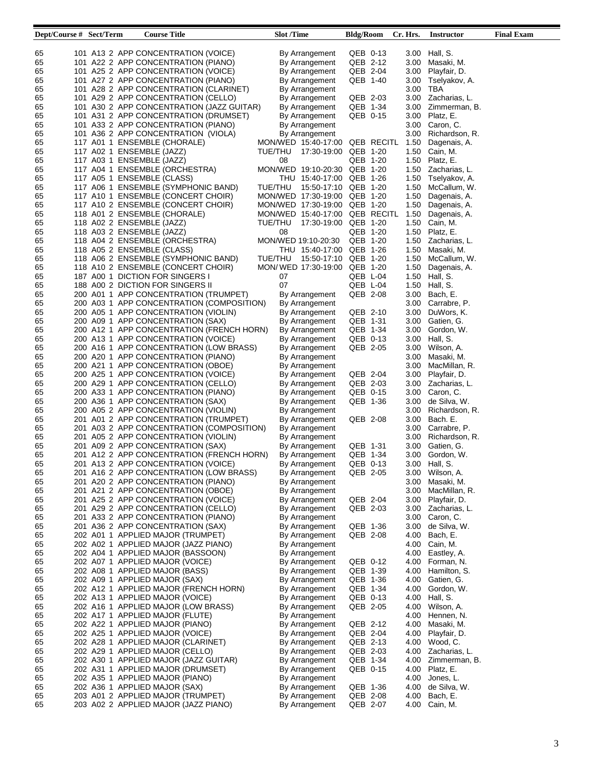| Dept/Course # | Sect/Term | Course Title | Slot /Time | Bldg/Room | Cr. Hrs. | Instructor | Final Exam |
|---|---|---|---|---|---|---|---|
| 65 | 101 A13 2 | APP CONCENTRATION (VOICE) | By Arrangement | QEB 0-13 | 3.00 | Hall, S. | |
| 65 | 101 A22 2 | APP CONCENTRATION (PIANO) | By Arrangement | QEB 2-12 | 3.00 | Masaki, M. | |
| 65 | 101 A25 2 | APP CONCENTRATION (VOICE) | By Arrangement | QEB 2-04 | 3.00 | Playfair, D. | |
| 65 | 101 A27 2 | APP CONCENTRATION (PIANO) | By Arrangement | QEB 1-40 | 3.00 | Tselyakov, A. | |
| 65 | 101 A28 2 | APP CONCENTRATION (CLARINET) | By Arrangement | | 3.00 | TBA | |
| 65 | 101 A29 2 | APP CONCENTRATION (CELLO) | By Arrangement | QEB 2-03 | 3.00 | Zacharias, L. | |
| 65 | 101 A30 2 | APP CONCENTRATION (JAZZ GUITAR) | By Arrangement | QEB 1-34 | 3.00 | Zimmerman, B. | |
| 65 | 101 A31 2 | APP CONCENTRATION (DRUMSET) | By Arrangement | QEB 0-15 | 3.00 | Platz, E. | |
| 65 | 101 A33 2 | APP CONCENTRATION (PIANO) | By Arrangement | | 3.00 | Caron, C. | |
| 65 | 101 A36 2 | APP CONCENTRATION (VIOLA) | By Arrangement | | 3.00 | Richardson, R. | |
| 65 | 117 A01 1 | ENSEMBLE (CHORALE) | MON/WED 15:40-17:00 | QEB RECITL | 1.50 | Dagenais, A. | |
| 65 | 117 A02 1 | ENSEMBLE (JAZZ) | TUE/THU 17:30-19:00 | QEB 1-20 | 1.50 | Cain, M. | |
| 65 | 117 A03 1 | ENSEMBLE (JAZZ) | 08 | QEB 1-20 | 1.50 | Platz, E. | |
| 65 | 117 A04 1 | ENSEMBLE (ORCHESTRA) | MON/WED 19:10-20:30 | QEB 1-20 | 1.50 | Zacharias, L. | |
| 65 | 117 A05 1 | ENSEMBLE (CLASS) | THU 15:40-17:00 | QEB 1-26 | 1.50 | Tselyakov, A. | |
| 65 | 117 A06 1 | ENSEMBLE (SYMPHONIC BAND) | TUE/THU 15:50-17:10 | QEB 1-20 | 1.50 | McCallum, W. | |
| 65 | 117 A10 1 | ENSEMBLE (CONCERT CHOIR) | MON/WED 17:30-19:00 | QEB 1-20 | 1.50 | Dagenais, A. | |
| 65 | 117 A10 2 | ENSEMBLE (CONCERT CHOIR) | MON/WED 17:30-19:00 | QEB 1-20 | 1.50 | Dagenais, A. | |
| 65 | 118 A01 2 | ENSEMBLE (CHORALE) | MON/WED 15:40-17:00 | QEB RECITL | 1.50 | Dagenais, A. | |
| 65 | 118 A02 2 | ENSEMBLE (JAZZ) | TUE/THU 17:30-19:00 | QEB 1-20 | 1.50 | Cain, M. | |
| 65 | 118 A03 2 | ENSEMBLE (JAZZ) | 08 | QEB 1-20 | 1.50 | Platz, E. | |
| 65 | 118 A04 2 | ENSEMBLE (ORCHESTRA) | MON/WED 19:10-20:30 | QEB 1-20 | 1.50 | Zacharias, L. | |
| 65 | 118 A05 2 | ENSEMBLE (CLASS) | THU 15:40-17:00 | QEB 1-26 | 1.50 | Masaki, M. | |
| 65 | 118 A06 2 | ENSEMBLE (SYMPHONIC BAND) | TUE/THU 15:50-17:10 | QEB 1-20 | 1.50 | McCallum, W. | |
| 65 | 118 A10 2 | ENSEMBLE (CONCERT CHOIR) | MON/ WED 17:30-19:00 | QEB 1-20 | 1.50 | Dagenais, A. | |
| 65 | 187 A00 1 | DICTION FOR SINGERS I | 07 | QEB L-04 | 1.50 | Hall, S. | |
| 65 | 188 A00 2 | DICTION FOR SINGERS II | 07 | QEB L-04 | 1.50 | Hall, S. | |
| 65 | 200 A01 1 | APP CONCENTRATION (TRUMPET) | By Arrangement | QEB 2-08 | 3.00 | Bach, E. | |
| 65 | 200 A03 1 | APP CONCENTRATION (COMPOSITION) | By Arrangement | | 3.00 | Carrabre, P. | |
| 65 | 200 A05 1 | APP CONCENTRATION (VIOLIN) | By Arrangement | QEB 2-10 | 3.00 | DuWors, K. | |
| 65 | 200 A09 1 | APP CONCENTRATION (SAX) | By Arrangement | QEB 1-31 | 3.00 | Gatien, G. | |
| 65 | 200 A12 1 | APP CONCENTRATION (FRENCH HORN) | By Arrangement | QEB 1-34 | 3.00 | Gordon, W. | |
| 65 | 200 A13 1 | APP CONCENTRATION (VOICE) | By Arrangement | QEB 0-13 | 3.00 | Hall, S. | |
| 65 | 200 A16 1 | APP CONCENTRATION (LOW BRASS) | By Arrangement | QEB 2-05 | 3.00 | Wilson, A. | |
| 65 | 200 A20 1 | APP CONCENTRATION (PIANO) | By Arrangement | | 3.00 | Masaki, M. | |
| 65 | 200 A21 1 | APP CONCENTRATION (OBOE) | By Arrangement | | 3.00 | MacMillan, R. | |
| 65 | 200 A25 1 | APP CONCENTRATION (VOICE) | By Arrangement | QEB 2-04 | 3.00 | Playfair, D. | |
| 65 | 200 A29 1 | APP CONCENTRATION (CELLO) | By Arrangement | QEB 2-03 | 3.00 | Zacharias, L. | |
| 65 | 200 A33 1 | APP CONCENTRATION (PIANO) | By Arrangement | QEB 0-15 | 3.00 | Caron, C. | |
| 65 | 200 A36 1 | APP CONCENTRATION (SAX) | By Arrangement | QEB 1-36 | 3.00 | de Silva, W. | |
| 65 | 200 A05 2 | APP CONCENTRATION (VIOLIN) | By Arrangement | | 3.00 | Richardson, R. | |
| 65 | 201 A01 2 | APP CONCENTRATION (TRUMPET) | By Arrangement | QEB 2-08 | 3.00 | Bach. E. | |
| 65 | 201 A03 2 | APP CONCENTRATION (COMPOSITION) | By Arrangement | | 3.00 | Carrabre, P. | |
| 65 | 201 A05 2 | APP CONCENTRATION (VIOLIN) | By Arrangement | | 3.00 | Richardson, R. | |
| 65 | 201 A09 2 | APP CONCENTRATION (SAX) | By Arrangement | QEB 1-31 | 3.00 | Gatien, G. | |
| 65 | 201 A12 2 | APP CONCENTRATION (FRENCH HORN) | By Arrangement | QEB 1-34 | 3.00 | Gordon, W. | |
| 65 | 201 A13 2 | APP CONCENTRATION (VOICE) | By Arrangement | QEB 0-13 | 3.00 | Hall, S. | |
| 65 | 201 A16 2 | APP CONCENTRATION (LOW BRASS) | By Arrangement | QEB 2-05 | 3.00 | Wilson, A. | |
| 65 | 201 A20 2 | APP CONCENTRATION (PIANO) | By Arrangement | | 3.00 | Masaki, M. | |
| 65 | 201 A21 2 | APP CONCENTRATION (OBOE) | By Arrangement | | 3.00 | MacMillan, R. | |
| 65 | 201 A25 2 | APP CONCENTRATION (VOICE) | By Arrangement | QEB 2-04 | 3.00 | Playfair, D. | |
| 65 | 201 A29 2 | APP CONCENTRATION (CELLO) | By Arrangement | QEB 2-03 | 3.00 | Zacharias, L. | |
| 65 | 201 A33 2 | APP CONCENTRATION (PIANO) | By Arrangement | | 3.00 | Caron, C. | |
| 65 | 201 A36 2 | APP CONCENTRATION (SAX) | By Arrangement | QEB 1-36 | 3.00 | de Silva, W. | |
| 65 | 202 A01 1 | APPLIED MAJOR (TRUMPET) | By Arrangement | QEB 2-08 | 4.00 | Bach, E. | |
| 65 | 202 A02 1 | APPLIED MAJOR (JAZZ PIANO) | By Arrangement | | 4.00 | Cain, M. | |
| 65 | 202 A04 1 | APPLIED MAJOR (BASSOON) | By Arrangement | | 4.00 | Eastley, A. | |
| 65 | 202 A07 1 | APPLIED MAJOR (VOICE) | By Arrangement | QEB 0-12 | 4.00 | Forman, N. | |
| 65 | 202 A08 1 | APPLIED MAJOR (BASS) | By Arrangement | QEB 1-39 | 4.00 | Hamilton, S. | |
| 65 | 202 A09 1 | APPLIED MAJOR (SAX) | By Arrangement | QEB 1-36 | 4.00 | Gatien, G. | |
| 65 | 202 A12 1 | APPLIED MAJOR (FRENCH HORN) | By Arrangement | QEB 1-34 | 4.00 | Gordon, W. | |
| 65 | 202 A13 1 | APPLIED MAJOR (VOICE) | By Arrangement | QEB 0-13 | 4.00 | Hall, S. | |
| 65 | 202 A16 1 | APPLIED MAJOR (LOW BRASS) | By Arrangement | QEB 2-05 | 4.00 | Wilson, A. | |
| 65 | 202 A17 1 | APPLIED MAJOR (FLUTE) | By Arrangement | | 4.00 | Hennen, N. | |
| 65 | 202 A22 1 | APPLIED MAJOR (PIANO) | By Arrangement | QEB 2-12 | 4.00 | Masaki, M. | |
| 65 | 202 A25 1 | APPLIED MAJOR (VOICE) | By Arrangement | QEB 2-04 | 4.00 | Playfair, D. | |
| 65 | 202 A28 1 | APPLIED MAJOR (CLARINET) | By Arrangement | QEB 2-13 | 4.00 | Wood, C. | |
| 65 | 202 A29 1 | APPLIED MAJOR (CELLO) | By Arrangement | QEB 2-03 | 4.00 | Zacharias, L. | |
| 65 | 202 A30 1 | APPLIED MAJOR (JAZZ GUITAR) | By Arrangement | QEB 1-34 | 4.00 | Zimmerman, B. | |
| 65 | 202 A31 1 | APPLIED MAJOR (DRUMSET) | By Arrangement | QEB 0-15 | 4.00 | Platz, E. | |
| 65 | 202 A35 1 | APPLIED MAJOR (PIANO) | By Arrangement | | 4.00 | Jones, L. | |
| 65 | 202 A36 1 | APPLIED MAJOR (SAX) | By Arrangement | QEB 1-36 | 4.00 | de Silva, W. | |
| 65 | 203 A01 2 | APPLIED MAJOR (TRUMPET) | By Arrangement | QEB 2-08 | 4.00 | Bach, E. | |
| 65 | 203 A02 2 | APPLIED MAJOR (JAZZ PIANO) | By Arrangement | QEB 2-07 | 4.00 | Cain, M. | |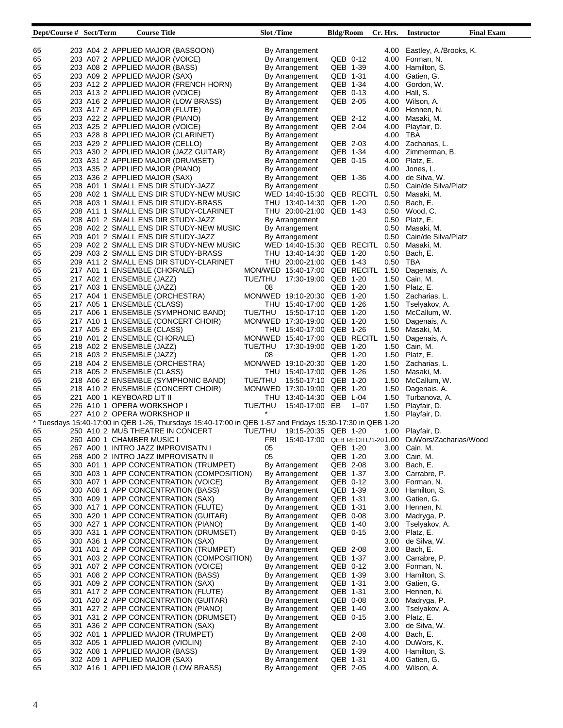| Dept/Course # | Sect/Term | Course Title | Slot /Time | Bldg/Room | Cr. Hrs. | Instructor | Final Exam |
|---|---|---|---|---|---|---|---|
| 65 | 203 A04 2 | APPLIED MAJOR (BASSOON) | By Arrangement | | 4.00 | Eastley, A./Brooks, K. | |
| 65 | 203 A07 2 | APPLIED MAJOR (VOICE) | By Arrangement | QEB 0-12 | 4.00 | Forman, N. | |
| 65 | 203 A08 2 | APPLIED MAJOR (BASS) | By Arrangement | QEB 1-39 | 4.00 | Hamilton, S. | |
| 65 | 203 A09 2 | APPLIED MAJOR (SAX) | By Arrangement | QEB 1-31 | 4.00 | Gatien, G. | |
| 65 | 203 A12 2 | APPLIED MAJOR (FRENCH HORN) | By Arrangement | QEB 1-34 | 4.00 | Gordon, W. | |
| 65 | 203 A13 2 | APPLIED MAJOR (VOICE) | By Arrangement | QEB 0-13 | 4.00 | Hall, S. | |
| 65 | 203 A16 2 | APPLIED MAJOR (LOW BRASS) | By Arrangement | QEB 2-05 | 4.00 | Wilson, A. | |
| 65 | 203 A17 2 | APPLIED MAJOR (FLUTE) | By Arrangement | | 4.00 | Hennen, N. | |
| 65 | 203 A22 2 | APPLIED MAJOR (PIANO) | By Arrangement | QEB 2-12 | 4.00 | Masaki, M. | |
| 65 | 203 A25 2 | APPLIED MAJOR (VOICE) | By Arrangement | QEB 2-04 | 4.00 | Playfair, D. | |
| 65 | 203 A28 8 | APPLIED MAJOR (CLARINET) | By Arrangement | | 4.00 | TBA | |
| 65 | 203 A29 2 | APPLIED MAJOR (CELLO) | By Arrangement | QEB 2-03 | 4.00 | Zacharias, L. | |
| 65 | 203 A30 2 | APPLIED MAJOR (JAZZ GUITAR) | By Arrangement | QEB 1-34 | 4.00 | Zimmerman, B. | |
| 65 | 203 A31 2 | APPLIED MAJOR (DRUMSET) | By Arrangement | QEB 0-15 | 4.00 | Platz, E. | |
| 65 | 203 A35 2 | APPLIED MAJOR (PIANO) | By Arrangement | | 4.00 | Jones, L. | |
| 65 | 203 A36 2 | APPLIED MAJOR (SAX) | By Arrangement | QEB 1-36 | 4.00 | de Silva, W. | |
| 65 | 208 A01 1 | SMALL ENS DIR STUDY-JAZZ | By Arrangement | | 0.50 | Cain/de Silva/Platz | |
| 65 | 208 A02 1 | SMALL ENS DIR STUDY-NEW MUSIC | WED 14:40-15:30 | QEB RECITL | 0.50 | Masaki, M. | |
| 65 | 208 A03 1 | SMALL ENS DIR STUDY-BRASS | THU 13:40-14:30 | QEB 1-20 | 0.50 | Bach, E. | |
| 65 | 208 A11 1 | SMALL ENS DIR STUDY-CLARINET | THU 20:00-21:00 | QEB 1-43 | 0.50 | Wood, C. | |
| 65 | 208 A01 2 | SMALL ENS DIR STUDY-JAZZ | By Arrangement | | 0.50 | Platz, E. | |
| 65 | 208 A02 2 | SMALL ENS DIR STUDY-NEW MUSIC | By Arrangement | | 0.50 | Masaki, M. | |
| 65 | 209 A01 2 | SMALL ENS DIR STUDY-JAZZ | By Arrangement | | 0.50 | Cain/de Silva/Platz | |
| 65 | 209 A02 2 | SMALL ENS DIR STUDY-NEW MUSIC | WED 14:40-15:30 | QEB RECITL | 0.50 | Masaki, M. | |
| 65 | 209 A03 2 | SMALL ENS DIR STUDY-BRASS | THU 13:40-14:30 | QEB 1-20 | 0.50 | Bach, E. | |
| 65 | 209 A11 2 | SMALL ENS DIR STUDY-CLARINET | THU 20:00-21:00 | QEB 1-43 | 0.50 | TBA | |
| 65 | 217 A01 1 | ENSEMBLE (CHORALE) | MON/WED 15:40-17:00 | QEB RECITL | 1.50 | Dagenais, A. | |
| 65 | 217 A02 1 | ENSEMBLE (JAZZ) | TUE/THU 17:30-19:00 | QEB 1-20 | 1.50 | Cain, M. | |
| 65 | 217 A03 1 | ENSEMBLE (JAZZ) | 08 | QEB 1-20 | 1.50 | Platz, E. | |
| 65 | 217 A04 1 | ENSEMBLE (ORCHESTRA) | MON/WED 19:10-20:30 | QEB 1-20 | 1.50 | Zacharias, L. | |
| 65 | 217 A05 1 | ENSEMBLE (CLASS) | THU 15:40-17:00 | QEB 1-26 | 1.50 | Tselyakov, A. | |
| 65 | 217 A06 1 | ENSEMBLE (SYMPHONIC BAND) | TUE/THU 15:50-17:10 | QEB 1-20 | 1.50 | McCallum, W. | |
| 65 | 217 A10 1 | ENSEMBLE (CONCERT CHOIR) | MON/WED 17:30-19:00 | QEB 1-20 | 1.50 | Dagenais, A. | |
| 65 | 217 A05 2 | ENSEMBLE (CLASS) | THU 15:40-17:00 | QEB 1-26 | 1.50 | Masaki, M. | |
| 65 | 218 A01 2 | ENSEMBLE (CHORALE) | MON/WED 15:40-17:00 | QEB RECITL | 1.50 | Dagenais, A. | |
| 65 | 218 A02 2 | ENSEMBLE (JAZZ) | TUE/THU 17:30-19:00 | QEB 1-20 | 1.50 | Cain, M. | |
| 65 | 218 A03 2 | ENSEMBLE (JAZZ) | 08 | QEB 1-20 | 1.50 | Platz, E. | |
| 65 | 218 A04 2 | ENSEMBLE (ORCHESTRA) | MON/WED 19:10-20:30 | QEB 1-20 | 1.50 | Zacharias, L. | |
| 65 | 218 A05 2 | ENSEMBLE (CLASS) | THU 15:40-17:00 | QEB 1-26 | 1.50 | Masaki, M. | |
| 65 | 218 A06 2 | ENSEMBLE (SYMPHONIC BAND) | TUE/THU 15:50-17:10 | QEB 1-20 | 1.50 | McCallum, W. | |
| 65 | 218 A10 2 | ENSEMBLE (CONCERT CHOIR) | MON/WED 17:30-19:00 | QEB 1-20 | 1.50 | Dagenais, A. | |
| 65 | 221 A00 1 | KEYBOARD LIT II | THU 13:40-14:30 | QEB L-04 | 1.50 | Turbanova, A. | |
| 65 | 226 A10 1 | OPERA WORKSHOP I | TUE/THU 15:40-17:00 | EB 1--07 | 1.50 | Playfair, D. | |
| 65 | 227 A10 2 | OPERA WORKSHOP II | * | | 1.50 | Playfair, D. | |
| * Tuesdays 15:40-17:00 in QEB 1-26, Thursdays 15:40-17:00 in QEB 1-57 and Fridays 15:30-17:30 in QEB 1-20 | | | | | | | |
| 65 | 250 A10 2 | MUS THEATRE IN CONCERT | TUE/THU 19:15-20:35 | QEB 1-20 | 1.00 | Playfair, D. | |
| 65 | 260 A00 1 | CHAMBER MUSIC I | FRI 15:40-17:00 | QEB RECITL/1-20 | 1.00 | DuWors/Zacharias/Wood | |
| 65 | 267 A00 1 | INTRO JAZZ IMPROVISATN I | 05 | QEB 1-20 | 3.00 | Cain, M. | |
| 65 | 268 A00 2 | INTRO JAZZ IMPROVISATN II | 05 | QEB 1-20 | 3.00 | Cain, M. | |
| 65 | 300 A01 1 | APP CONCENTRATION (TRUMPET) | By Arrangement | QEB 2-08 | 3.00 | Bach, E. | |
| 65 | 300 A03 1 | APP CONCENTRATION (COMPOSITION) | By Arrangement | QEB 1-37 | 3.00 | Carrabre, P. | |
| 65 | 300 A07 1 | APP CONCENTRATION (VOICE) | By Arrangement | QEB 0-12 | 3.00 | Forman, N. | |
| 65 | 300 A08 1 | APP CONCENTRATION (BASS) | By Arrangement | QEB 1-39 | 3.00 | Hamilton, S. | |
| 65 | 300 A09 1 | APP CONCENTRATION (SAX) | By Arrangement | QEB 1-31 | 3.00 | Gatien, G. | |
| 65 | 300 A17 1 | APP CONCENTRATION (FLUTE) | By Arrangement | QEB 1-31 | 3.00 | Hennen, N. | |
| 65 | 300 A20 1 | APP CONCENTRATION (GUITAR) | By Arrangement | QEB 0-08 | 3.00 | Madryga, P. | |
| 65 | 300 A27 1 | APP CONCENTRATION (PIANO) | By Arrangement | QEB 1-40 | 3.00 | Tselyakov, A. | |
| 65 | 300 A31 1 | APP CONCENTRATION (DRUMSET) | By Arrangement | QEB 0-15 | 3.00 | Platz, E. | |
| 65 | 300 A36 1 | APP CONCENTRATION (SAX) | By Arrangement | | 3.00 | de Silva, W. | |
| 65 | 301 A01 2 | APP CONCENTRATION (TRUMPET) | By Arrangement | QEB 2-08 | 3.00 | Bach, E. | |
| 65 | 301 A03 2 | APP CONCENTRATION (COMPOSITION) | By Arrangement | QEB 1-37 | 3.00 | Carrabre, P. | |
| 65 | 301 A07 2 | APP CONCENTRATION (VOICE) | By Arrangement | QEB 0-12 | 3.00 | Forman, N. | |
| 65 | 301 A08 2 | APP CONCENTRATION (BASS) | By Arrangement | QEB 1-39 | 3.00 | Hamilton, S. | |
| 65 | 301 A09 2 | APP CONCENTRATION (SAX) | By Arrangement | QEB 1-31 | 3.00 | Gatien, G. | |
| 65 | 301 A17 2 | APP CONCENTRATION (FLUTE) | By Arrangement | QEB 1-31 | 3.00 | Hennen, N. | |
| 65 | 301 A20 2 | APP CONCENTRATION (GUITAR) | By Arrangement | QEB 0-08 | 3.00 | Madryga, P. | |
| 65 | 301 A27 2 | APP CONCENTRATION (PIANO) | By Arrangement | QEB 1-40 | 3.00 | Tselyakov, A. | |
| 65 | 301 A31 2 | APP CONCENTRATION (DRUMSET) | By Arrangement | QEB 0-15 | 3.00 | Platz, E. | |
| 65 | 301 A36 2 | APP CONCENTRATION (SAX) | By Arrangement | | 3.00 | de Silva, W. | |
| 65 | 302 A01 1 | APPLIED MAJOR (TRUMPET) | By Arrangement | QEB 2-08 | 4.00 | Bach, E. | |
| 65 | 302 A05 1 | APPLIED MAJOR (VIOLIN) | By Arrangement | QEB 2-10 | 4.00 | DuWors, K. | |
| 65 | 302 A08 1 | APPLIED MAJOR (BASS) | By Arrangement | QEB 1-39 | 4.00 | Hamilton, S. | |
| 65 | 302 A09 1 | APPLIED MAJOR (SAX) | By Arrangement | QEB 1-31 | 4.00 | Gatien, G. | |
| 65 | 302 A16 1 | APPLIED MAJOR (LOW BRASS) | By Arrangement | QEB 2-05 | 4.00 | Wilson, A. | |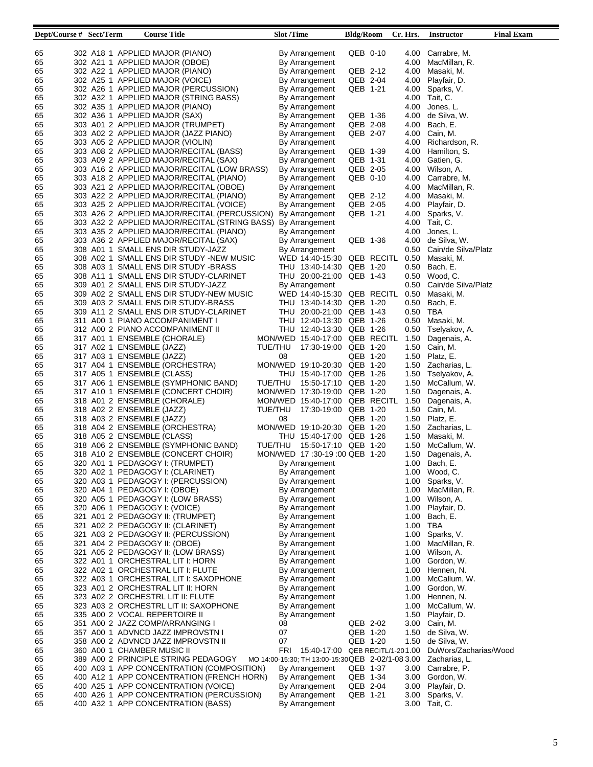| Dept/Course # | Sect/Term | Course Title | Slot /Time | Bldg/Room | Cr. Hrs. | Instructor | Final Exam |
|---|---|---|---|---|---|---|---|
| 65 | 302 A18 1 | APPLIED MAJOR (PIANO) | By Arrangement | QEB 0-10 | 4.00 | Carrabre, M. | |
| 65 | 302 A21 1 | APPLIED MAJOR (OBOE) | By Arrangement | | 4.00 | MacMillan, R. | |
| 65 | 302 A22 1 | APPLIED MAJOR (PIANO) | By Arrangement | QEB 2-12 | 4.00 | Masaki, M. | |
| 65 | 302 A25 1 | APPLIED MAJOR (VOICE) | By Arrangement | QEB 2-04 | 4.00 | Playfair, D. | |
| 65 | 302 A26 1 | APPLIED MAJOR (PERCUSSION) | By Arrangement | QEB 1-21 | 4.00 | Sparks, V. | |
| 65 | 302 A32 1 | APPLIED MAJOR (STRING BASS) | By Arrangement | | 4.00 | Tait, C. | |
| 65 | 302 A35 1 | APPLIED MAJOR (PIANO) | By Arrangement | | 4.00 | Jones, L. | |
| 65 | 302 A36 1 | APPLIED MAJOR (SAX) | By Arrangement | QEB 1-36 | 4.00 | de Silva, W. | |
| 65 | 303 A01 2 | APPLIED MAJOR (TRUMPET) | By Arrangement | QEB 2-08 | 4.00 | Bach, E. | |
| 65 | 303 A02 2 | APPLIED MAJOR (JAZZ PIANO) | By Arrangement | QEB 2-07 | 4.00 | Cain, M. | |
| 65 | 303 A05 2 | APPLIED MAJOR (VIOLIN) | By Arrangement | | 4.00 | Richardson, R. | |
| 65 | 303 A08 2 | APPLIED MAJOR/RECITAL (BASS) | By Arrangement | QEB 1-39 | 4.00 | Hamilton, S. | |
| 65 | 303 A09 2 | APPLIED MAJOR/RECITAL (SAX) | By Arrangement | QEB 1-31 | 4.00 | Gatien, G. | |
| 65 | 303 A16 2 | APPLIED MAJOR/RECITAL (LOW BRASS) | By Arrangement | QEB 2-05 | 4.00 | Wilson, A. | |
| 65 | 303 A18 2 | APPLIED MAJOR/RECITAL (PIANO) | By Arrangement | QEB 0-10 | 4.00 | Carrabre, M. | |
| 65 | 303 A21 2 | APPLIED MAJOR/RECITAL (OBOE) | By Arrangement | | 4.00 | MacMillan, R. | |
| 65 | 303 A22 2 | APPLIED MAJOR/RECITAL (PIANO) | By Arrangement | QEB 2-12 | 4.00 | Masaki, M. | |
| 65 | 303 A25 2 | APPLIED MAJOR/RECITAL (VOICE) | By Arrangement | QEB 2-05 | 4.00 | Playfair, D. | |
| 65 | 303 A26 2 | APPLIED MAJOR/RECITAL (PERCUSSION) | By Arrangement | QEB 1-21 | 4.00 | Sparks, V. | |
| 65 | 303 A32 2 | APPLIED MAJOR/RECITAL (STRING BASS) | By Arrangement | | 4.00 | Tait, C. | |
| 65 | 303 A35 2 | APPLIED MAJOR/RECITAL (PIANO) | By Arrangement | | 4.00 | Jones, L. | |
| 65 | 303 A36 2 | APPLIED MAJOR/RECITAL (SAX) | By Arrangement | QEB 1-36 | 4.00 | de Silva, W. | |
| 65 | 308 A01 1 | SMALL ENS DIR STUDY-JAZZ | By Arrangement | | 0.50 | Cain/de Silva/Platz | |
| 65 | 308 A02 1 | SMALL ENS DIR STUDY -NEW MUSIC | WED 14:40-15:30 | QEB RECITL | 0.50 | Masaki, M. | |
| 65 | 308 A03 1 | SMALL ENS DIR STUDY -BRASS | THU 13:40-14:30 | QEB 1-20 | 0.50 | Bach, E. | |
| 65 | 308 A11 1 | SMALL ENS DIR STUDY-CLARINET | THU 20:00-21:00 | QEB 1-43 | 0.50 | Wood, C. | |
| 65 | 309 A01 2 | SMALL ENS DIR STUDY-JAZZ | By Arrangement | | 0.50 | Cain/de Silva/Platz | |
| 65 | 309 A02 2 | SMALL ENS DIR STUDY-NEW MUSIC | WED 14:40-15:30 | QEB RECITL | 0.50 | Masaki, M. | |
| 65 | 309 A03 2 | SMALL ENS DIR STUDY-BRASS | THU 13:40-14:30 | QEB 1-20 | 0.50 | Bach, E. | |
| 65 | 309 A11 2 | SMALL ENS DIR STUDY-CLARINET | THU 20:00-21:00 | QEB 1-43 | 0.50 | TBA | |
| 65 | 311 A00 1 | PIANO ACCOMPANIMENT I | THU 12:40-13:30 | QEB 1-26 | 0.50 | Masaki, M. | |
| 65 | 312 A00 2 | PIANO ACCOMPANIMENT II | THU 12:40-13:30 | QEB 1-26 | 0.50 | Tselyakov, A. | |
| 65 | 317 A01 1 | ENSEMBLE (CHORALE) | MON/WED 15:40-17:00 | QEB RECITL | 1.50 | Dagenais, A. | |
| 65 | 317 A02 1 | ENSEMBLE (JAZZ) | TUE/THU 17:30-19:00 | QEB 1-20 | 1.50 | Cain, M. | |
| 65 | 317 A03 1 | ENSEMBLE (JAZZ) | 08 | QEB 1-20 | 1.50 | Platz, E. | |
| 65 | 317 A04 1 | ENSEMBLE (ORCHESTRA) | MON/WED 19:10-20:30 | QEB 1-20 | 1.50 | Zacharias, L. | |
| 65 | 317 A05 1 | ENSEMBLE (CLASS) | THU 15:40-17:00 | QEB 1-26 | 1.50 | Tselyakov, A. | |
| 65 | 317 A06 1 | ENSEMBLE (SYMPHONIC BAND) | TUE/THU 15:50-17:10 | QEB 1-20 | 1.50 | McCallum, W. | |
| 65 | 317 A10 1 | ENSEMBLE (CONCERT CHOIR) | MON/WED 17:30-19:00 | QEB 1-20 | 1.50 | Dagenais, A. | |
| 65 | 318 A01 2 | ENSEMBLE (CHORALE) | MON/WED 15:40-17:00 | QEB RECITL | 1.50 | Dagenais, A. | |
| 65 | 318 A02 2 | ENSEMBLE (JAZZ) | TUE/THU 17:30-19:00 | QEB 1-20 | 1.50 | Cain, M. | |
| 65 | 318 A03 2 | ENSEMBLE (JAZZ) | 08 | QEB 1-20 | 1.50 | Platz, E. | |
| 65 | 318 A04 2 | ENSEMBLE (ORCHESTRA) | MON/WED 19:10-20:30 | QEB 1-20 | 1.50 | Zacharias, L. | |
| 65 | 318 A05 2 | ENSEMBLE (CLASS) | THU 15:40-17:00 | QEB 1-26 | 1.50 | Masaki, M. | |
| 65 | 318 A06 2 | ENSEMBLE (SYMPHONIC BAND) | TUE/THU 15:50-17:10 | QEB 1-20 | 1.50 | McCallum, W. | |
| 65 | 318 A10 2 | ENSEMBLE (CONCERT CHOIR) | MON/WED 17 :30-19 :00 | QEB 1-20 | 1.50 | Dagenais, A. | |
| 65 | 320 A01 1 | PEDAGOGY I: (TRUMPET) | By Arrangement | | 1.00 | Bach, E. | |
| 65 | 320 A02 1 | PEDAGOGY I: (CLARINET) | By Arrangement | | 1.00 | Wood, C. | |
| 65 | 320 A03 1 | PEDAGOGY I: (PERCUSSION) | By Arrangement | | 1.00 | Sparks, V. | |
| 65 | 320 A04 1 | PEDAGOGY I: (OBOE) | By Arrangement | | 1.00 | MacMillan, R. | |
| 65 | 320 A05 1 | PEDAGOGY I: (LOW BRASS) | By Arrangement | | 1.00 | Wilson, A. | |
| 65 | 320 A06 1 | PEDAGOGY I: (VOICE) | By Arrangement | | 1.00 | Playfair, D. | |
| 65 | 321 A01 2 | PEDAGOGY II: (TRUMPET) | By Arrangement | | 1.00 | Bach, E. | |
| 65 | 321 A02 2 | PEDAGOGY II: (CLARINET) | By Arrangement | | 1.00 | TBA | |
| 65 | 321 A03 2 | PEDAGOGY II: (PERCUSSION) | By Arrangement | | 1.00 | Sparks, V. | |
| 65 | 321 A04 2 | PEDAGOGY II: (OBOE) | By Arrangement | | 1.00 | MacMillan, R. | |
| 65 | 321 A05 2 | PEDAGOGY II: (LOW BRASS) | By Arrangement | | 1.00 | Wilson, A. | |
| 65 | 322 A01 1 | ORCHESTRAL LIT I: HORN | By Arrangement | | 1.00 | Gordon, W. | |
| 65 | 322 A02 1 | ORCHESTRAL LIT I: FLUTE | By Arrangement | | 1.00 | Hennen, N. | |
| 65 | 322 A03 1 | ORCHESTRAL LIT I: SAXOPHONE | By Arrangement | | 1.00 | McCallum, W. | |
| 65 | 323 A01 2 | ORCHESTRAL LIT II: HORN | By Arrangement | | 1.00 | Gordon, W. | |
| 65 | 323 A02 2 | ORCHESTRL LIT II: FLUTE | By Arrangement | | 1.00 | Hennen, N. | |
| 65 | 323 A03 2 | ORCHESTRL LIT II: SAXOPHONE | By Arrangement | | 1.00 | McCallum, W. | |
| 65 | 335 A00 2 | VOCAL REPERTOIRE II | By Arrangement | | 1.50 | Playfair, D. | |
| 65 | 351 A00 2 | JAZZ COMP/ARRANGING I | 08 | QEB 2-02 | 3.00 | Cain, M. | |
| 65 | 357 A00 1 | ADVNCD JAZZ IMPROVSTN I | 07 | QEB 1-20 | 1.50 | de Silva, W. | |
| 65 | 358 A00 2 | ADVNCD JAZZ IMPROVSTN II | 07 | QEB 1-20 | 1.50 | de Silva, W. | |
| 65 | 360 A00 1 | CHAMBER MUSIC II | FRI 15:40-17:00 | QEB RECITL/1-20 | 1.00 | DuWors/Zacharias/Wood | |
| 65 | 389 A00 2 | PRINCIPLE STRING PEDAGOGY | MO 14:00-15:30; TH 13:00-15:30 | QEB 2-02/1-08 | 3.00 | Zacharias, L. | |
| 65 | 400 A03 1 | APP CONCENTRATION (COMPOSITION) | By Arrangement | QEB 1-37 | 3.00 | Carrabre, P. | |
| 65 | 400 A12 1 | APP CONCENTRATION (FRENCH HORN) | By Arrangement | QEB 1-34 | 3.00 | Gordon, W. | |
| 65 | 400 A25 1 | APP CONCENTRATION (VOICE) | By Arrangement | QEB 2-04 | 3.00 | Playfair, D. | |
| 65 | 400 A26 1 | APP CONCENTRATION (PERCUSSION) | By Arrangement | QEB 1-21 | 3.00 | Sparks, V. | |
| 65 | 400 A32 1 | APP CONCENTRATION (BASS) | By Arrangement | | 3.00 | Tait, C. | |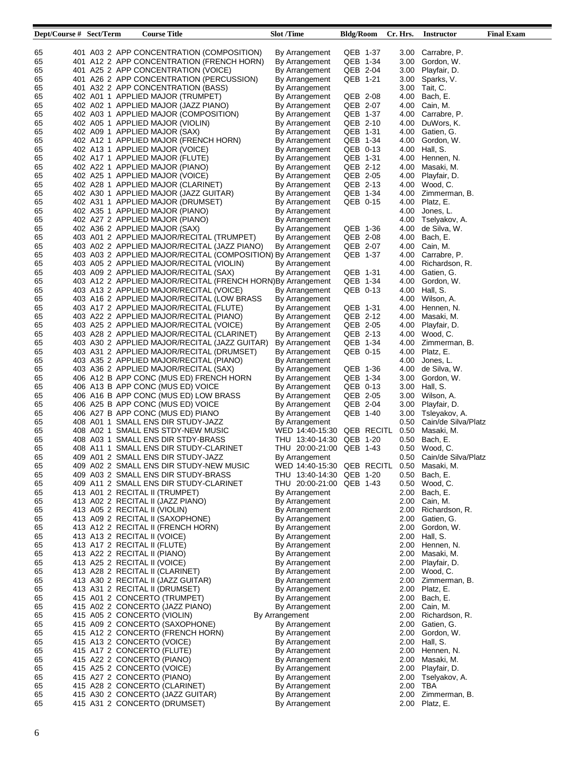| Dept/Course # | Sect/Term | Course Title | Slot /Time | Bldg/Room | Cr. Hrs. | Instructor | Final Exam |
|---|---|---|---|---|---|---|---|
| 65 | 401 A03 2 | APP CONCENTRATION (COMPOSITION) | By Arrangement | QEB 1-37 | 3.00 | Carrabre, P. | |
| 65 | 401 A12 2 | APP CONCENTRATION (FRENCH HORN) | By Arrangement | QEB 1-34 | 3.00 | Gordon, W. | |
| 65 | 401 A25 2 | APP CONCENTRATION (VOICE) | By Arrangement | QEB 2-04 | 3.00 | Playfair, D. | |
| 65 | 401 A26 2 | APP CONCENTRATION (PERCUSSION) | By Arrangement | QEB 1-21 | 3.00 | Sparks, V. | |
| 65 | 401 A32 2 | APP CONCENTRATION (BASS) | By Arrangement | | 3.00 | Tait, C. | |
| 65 | 402 A01 1 | APPLIED MAJOR (TRUMPET) | By Arrangement | QEB 2-08 | 4.00 | Bach, E. | |
| 65 | 402 A02 1 | APPLIED MAJOR (JAZZ PIANO) | By Arrangement | QEB 2-07 | 4.00 | Cain, M. | |
| 65 | 402 A03 1 | APPLIED MAJOR (COMPOSITION) | By Arrangement | QEB 1-37 | 4.00 | Carrabre, P. | |
| 65 | 402 A05 1 | APPLIED MAJOR (VIOLIN) | By Arrangement | QEB 2-10 | 4.00 | DuWors, K. | |
| 65 | 402 A09 1 | APPLIED MAJOR (SAX) | By Arrangement | QEB 1-31 | 4.00 | Gatien, G. | |
| 65 | 402 A12 1 | APPLIED MAJOR (FRENCH HORN) | By Arrangement | QEB 1-34 | 4.00 | Gordon, W. | |
| 65 | 402 A13 1 | APPLIED MAJOR (VOICE) | By Arrangement | QEB 0-13 | 4.00 | Hall, S. | |
| 65 | 402 A17 1 | APPLIED MAJOR (FLUTE) | By Arrangement | QEB 1-31 | 4.00 | Hennen, N. | |
| 65 | 402 A22 1 | APPLIED MAJOR (PIANO) | By Arrangement | QEB 2-12 | 4.00 | Masaki, M. | |
| 65 | 402 A25 1 | APPLIED MAJOR (VOICE) | By Arrangement | QEB 2-05 | 4.00 | Playfair, D. | |
| 65 | 402 A28 1 | APPLIED MAJOR (CLARINET) | By Arrangement | QEB 2-13 | 4.00 | Wood, C. | |
| 65 | 402 A30 1 | APPLIED MAJOR (JAZZ GUITAR) | By Arrangement | QEB 1-34 | 4.00 | Zimmerman, B. | |
| 65 | 402 A31 1 | APPLIED MAJOR (DRUMSET) | By Arrangement | QEB 0-15 | 4.00 | Platz, E. | |
| 65 | 402 A35 1 | APPLIED MAJOR (PIANO) | By Arrangement | | 4.00 | Jones, L. | |
| 65 | 402 A27 2 | APPLIED MAJOR (PIANO) | By Arrangement | | 4.00 | Tselyakov, A. | |
| 65 | 402 A36 2 | APPLIED MAJOR (SAX) | By Arrangement | QEB 1-36 | 4.00 | de Silva, W. | |
| 65 | 403 A01 2 | APPLIED MAJOR/RECITAL (TRUMPET) | By Arrangement | QEB 2-08 | 4.00 | Bach, E. | |
| 65 | 403 A02 2 | APPLIED MAJOR/RECITAL (JAZZ PIANO) | By Arrangement | QEB 2-07 | 4.00 | Cain, M. | |
| 65 | 403 A03 2 | APPLIED MAJOR/RECITAL (COMPOSITION) | By Arrangement | QEB 1-37 | 4.00 | Carrabre, P. | |
| 65 | 403 A05 2 | APPLIED MAJOR/RECITAL (VIOLIN) | By Arrangement | | 4.00 | Richardson, R. | |
| 65 | 403 A09 2 | APPLIED MAJOR/RECITAL (SAX) | By Arrangement | QEB 1-31 | 4.00 | Gatien, G. | |
| 65 | 403 A12 2 | APPLIED MAJOR/RECITAL (FRENCH HORN) | By Arrangement | QEB 1-34 | 4.00 | Gordon, W. | |
| 65 | 403 A13 2 | APPLIED MAJOR/RECITAL (VOICE) | By Arrangement | QEB 0-13 | 4.00 | Hall, S. | |
| 65 | 403 A16 2 | APPLIED MAJOR/RECITAL (LOW BRASS | By Arrangement | | 4.00 | Wilson, A. | |
| 65 | 403 A17 2 | APPLIED MAJOR/RECITAL (FLUTE) | By Arrangement | QEB 1-31 | 4.00 | Hennen, N. | |
| 65 | 403 A22 2 | APPLIED MAJOR/RECITAL (PIANO) | By Arrangement | QEB 2-12 | 4.00 | Masaki, M. | |
| 65 | 403 A25 2 | APPLIED MAJOR/RECITAL (VOICE) | By Arrangement | QEB 2-05 | 4.00 | Playfair, D. | |
| 65 | 403 A28 2 | APPLIED MAJOR/RECITAL (CLARINET) | By Arrangement | QEB 2-13 | 4.00 | Wood, C. | |
| 65 | 403 A30 2 | APPLIED MAJOR/RECITAL (JAZZ GUITAR) | By Arrangement | QEB 1-34 | 4.00 | Zimmerman, B. | |
| 65 | 403 A31 2 | APPLIED MAJOR/RECITAL (DRUMSET) | By Arrangement | QEB 0-15 | 4.00 | Platz, E. | |
| 65 | 403 A35 2 | APPLIED MAJOR/RECITAL (PIANO) | By Arrangement | | 4.00 | Jones, L. | |
| 65 | 403 A36 2 | APPLIED MAJOR/RECITAL (SAX) | By Arrangement | QEB 1-36 | 4.00 | de Silva, W. | |
| 65 | 406 A12 B | APP CONC (MUS ED) FRENCH HORN | By Arrangement | QEB 1-34 | 3.00 | Gordon, W. | |
| 65 | 406 A13 B | APP CONC (MUS ED) VOICE | By Arrangement | QEB 0-13 | 3.00 | Hall, S. | |
| 65 | 406 A16 B | APP CONC (MUS ED) LOW BRASS | By Arrangement | QEB 2-05 | 3.00 | Wilson, A. | |
| 65 | 406 A25 B | APP CONC (MUS ED) VOICE | By Arrangement | QEB 2-04 | 3.00 | Playfair, D. | |
| 65 | 406 A27 B | APP CONC (MUS ED) PIANO | By Arrangement | QEB 1-40 | 3.00 | Tsleyakov, A. | |
| 65 | 408 A01 1 | SMALL ENS DIR STUDY-JAZZ | By Arrangement | | 0.50 | Cain/de Silva/Platz | |
| 65 | 408 A02 1 | SMALL ENS STDY-NEW MUSIC | WED 14:40-15:30 | QEB RECITL | 0.50 | Masaki, M. | |
| 65 | 408 A03 1 | SMALL ENS DIR STDY-BRASS | THU 13:40-14:30 | QEB 1-20 | 0.50 | Bach, E. | |
| 65 | 408 A11 1 | SMALL ENS DIR STUDY-CLARINET | THU 20:00-21:00 | QEB 1-43 | 0.50 | Wood, C. | |
| 65 | 409 A01 2 | SMALL ENS DIR STUDY-JAZZ | By Arrangement | | 0.50 | Cain/de Silva/Platz | |
| 65 | 409 A02 2 | SMALL ENS DIR STUDY-NEW MUSIC | WED 14:40-15:30 | QEB RECITL | 0.50 | Masaki, M. | |
| 65 | 409 A03 2 | SMALL ENS DIR STUDY-BRASS | THU 13:40-14:30 | QEB 1-20 | 0.50 | Bach, E. | |
| 65 | 409 A11 2 | SMALL ENS DIR STUDY-CLARINET | THU 20:00-21:00 | QEB 1-43 | 0.50 | Wood, C. | |
| 65 | 413 A01 2 | RECITAL II (TRUMPET) | By Arrangement | | 2.00 | Bach, E. | |
| 65 | 413 A02 2 | RECITAL II (JAZZ PIANO) | By Arrangement | | 2.00 | Cain, M. | |
| 65 | 413 A05 2 | RECITAL II (VIOLIN) | By Arrangement | | 2.00 | Richardson, R. | |
| 65 | 413 A09 2 | RECITAL II (SAXOPHONE) | By Arrangement | | 2.00 | Gatien, G. | |
| 65 | 413 A12 2 | RECITAL II (FRENCH HORN) | By Arrangement | | 2.00 | Gordon, W. | |
| 65 | 413 A13 2 | RECITAL II (VOICE) | By Arrangement | | 2.00 | Hall, S. | |
| 65 | 413 A17 2 | RECITAL II (FLUTE) | By Arrangement | | 2.00 | Hennen, N. | |
| 65 | 413 A22 2 | RECITAL II (PIANO) | By Arrangement | | 2.00 | Masaki, M. | |
| 65 | 413 A25 2 | RECITAL II (VOICE) | By Arrangement | | 2.00 | Playfair, D. | |
| 65 | 413 A28 2 | RECITAL II (CLARINET) | By Arrangement | | 2.00 | Wood, C. | |
| 65 | 413 A30 2 | RECITAL II (JAZZ GUITAR) | By Arrangement | | 2.00 | Zimmerman, B. | |
| 65 | 413 A31 2 | RECITAL II (DRUMSET) | By Arrangement | | 2.00 | Platz, E. | |
| 65 | 415 A01 2 | CONCERTO (TRUMPET) | By Arrangement | | 2.00 | Bach, E. | |
| 65 | 415 A02 2 | CONCERTO (JAZZ PIANO) | By Arrangement | | 2.00 | Cain, M. | |
| 65 | 415 A05 2 | CONCERTO (VIOLIN) | By Arrangement | | 2.00 | Richardson, R. | |
| 65 | 415 A09 2 | CONCERTO (SAXOPHONE) | By Arrangement | | 2.00 | Gatien, G. | |
| 65 | 415 A12 2 | CONCERTO (FRENCH HORN) | By Arrangement | | 2.00 | Gordon, W. | |
| 65 | 415 A13 2 | CONCERTO (VOICE) | By Arrangement | | 2.00 | Hall, S. | |
| 65 | 415 A17 2 | CONCERTO (FLUTE) | By Arrangement | | 2.00 | Hennen, N. | |
| 65 | 415 A22 2 | CONCERTO (PIANO) | By Arrangement | | 2.00 | Masaki, M. | |
| 65 | 415 A25 2 | CONCERTO (VOICE) | By Arrangement | | 2.00 | Playfair, D. | |
| 65 | 415 A27 2 | CONCERTO (PIANO) | By Arrangement | | 2.00 | Tselyakov, A. | |
| 65 | 415 A28 2 | CONCERTO (CLARINET) | By Arrangement | | 2.00 | TBA | |
| 65 | 415 A30 2 | CONCERTO (JAZZ GUITAR) | By Arrangement | | 2.00 | Zimmerman, B. | |
| 65 | 415 A31 2 | CONCERTO (DRUMSET) | By Arrangement | | 2.00 | Platz, E. | |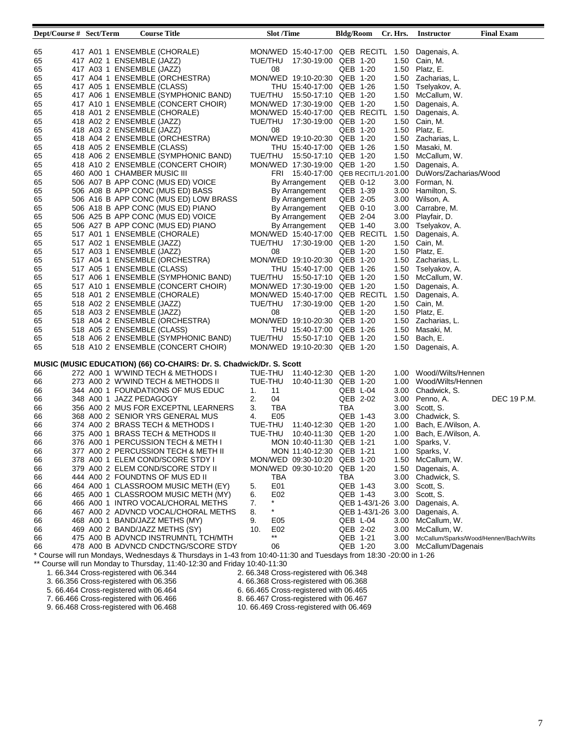| Dept/Course # | Sect/Term | Course Title | Slot /Time | Bldg/Room | Cr. Hrs. | Instructor | Final Exam |
|---|---|---|---|---|---|---|---|
| 65 | 417 A01 1 | ENSEMBLE (CHORALE) | MON/WED 15:40-17:00 | QEB RECITL | 1.50 | Dagenais, A. | |
| 65 | 417 A02 1 | ENSEMBLE (JAZZ) | TUE/THU 17:30-19:00 | QEB 1-20 | 1.50 | Cain, M. | |
| 65 | 417 A03 1 | ENSEMBLE (JAZZ) | 08 | QEB 1-20 | 1.50 | Platz, E. | |
| 65 | 417 A04 1 | ENSEMBLE (ORCHESTRA) | MON/WED 19:10-20:30 | QEB 1-20 | 1.50 | Zacharias, L. | |
| 65 | 417 A05 1 | ENSEMBLE (CLASS) | THU 15:40-17:00 | QEB 1-26 | 1.50 | Tselyakov, A. | |
| 65 | 417 A06 1 | ENSEMBLE (SYMPHONIC BAND) | TUE/THU 15:50-17:10 | QEB 1-20 | 1.50 | McCallum, W. | |
| 65 | 417 A10 1 | ENSEMBLE (CONCERT CHOIR) | MON/WED 17:30-19:00 | QEB 1-20 | 1.50 | Dagenais, A. | |
| 65 | 418 A01 2 | ENSEMBLE (CHORALE) | MON/WED 15:40-17:00 | QEB RECITL | 1.50 | Dagenais, A. | |
| 65 | 418 A02 2 | ENSEMBLE (JAZZ) | TUE/THU 17:30-19:00 | QEB 1-20 | 1.50 | Cain, M. | |
| 65 | 418 A03 2 | ENSEMBLE (JAZZ) | 08 | QEB 1-20 | 1.50 | Platz, E. | |
| 65 | 418 A04 2 | ENSEMBLE (ORCHESTRA) | MON/WED 19:10-20:30 | QEB 1-20 | 1.50 | Zacharias, L. | |
| 65 | 418 A05 2 | ENSEMBLE (CLASS) | THU 15:40-17:00 | QEB 1-26 | 1.50 | Masaki, M. | |
| 65 | 418 A06 2 | ENSEMBLE (SYMPHONIC BAND) | TUE/THU 15:50-17:10 | QEB 1-20 | 1.50 | McCallum, W. | |
| 65 | 418 A10 2 | ENSEMBLE (CONCERT CHOIR) | MON/WED 17:30-19:00 | QEB 1-20 | 1.50 | Dagenais, A. | |
| 65 | 460 A00 1 | CHAMBER MUSIC III | FRI 15:40-17:00 | QEB RECITL/1-20 | 1.00 | DuWors/Zacharias/Wood | |
| 65 | 506 A07 B | APP CONC (MUS ED) VOICE | By Arrangement | QEB 0-12 | 3.00 | Forman, N. | |
| 65 | 506 A08 B | APP CONC (MUS ED) BASS | By Arrangement | QEB 1-39 | 3.00 | Hamilton, S. | |
| 65 | 506 A16 B | APP CONC (MUS ED) LOW BRASS | By Arrangement | QEB 2-05 | 3.00 | Wilson, A. | |
| 65 | 506 A18 B | APP CONC (MUS ED) PIANO | By Arrangement | QEB 0-10 | 3.00 | Carrabre, M. | |
| 65 | 506 A25 B | APP CONC (MUS ED) VOICE | By Arrangement | QEB 2-04 | 3.00 | Playfair, D. | |
| 65 | 506 A27 B | APP CONC (MUS ED) PIANO | By Arrangement | QEB 1-40 | 3.00 | Tselyakov, A. | |
| 65 | 517 A01 1 | ENSEMBLE (CHORALE) | MON/WED 15:40-17:00 | QEB RECITL | 1.50 | Dagenais, A. | |
| 65 | 517 A02 1 | ENSEMBLE (JAZZ) | TUE/THU 17:30-19:00 | QEB 1-20 | 1.50 | Cain, M. | |
| 65 | 517 A03 1 | ENSEMBLE (JAZZ) | 08 | QEB 1-20 | 1.50 | Platz, E. | |
| 65 | 517 A04 1 | ENSEMBLE (ORCHESTRA) | MON/WED 19:10-20:30 | QEB 1-20 | 1.50 | Zacharias, L. | |
| 65 | 517 A05 1 | ENSEMBLE (CLASS) | THU 15:40-17:00 | QEB 1-26 | 1.50 | Tselyakov, A. | |
| 65 | 517 A06 1 | ENSEMBLE (SYMPHONIC BAND) | TUE/THU 15:50-17:10 | QEB 1-20 | 1.50 | McCallum, W. | |
| 65 | 517 A10 1 | ENSEMBLE (CONCERT CHOIR) | MON/WED 17:30-19:00 | QEB 1-20 | 1.50 | Dagenais, A. | |
| 65 | 518 A01 2 | ENSEMBLE (CHORALE) | MON/WED 15:40-17:00 | QEB RECITL | 1.50 | Dagenais, A. | |
| 65 | 518 A02 2 | ENSEMBLE (JAZZ) | TUE/THU 17:30-19:00 | QEB 1-20 | 1.50 | Cain, M. | |
| 65 | 518 A03 2 | ENSEMBLE (JAZZ) | 08 | QEB 1-20 | 1.50 | Platz, E. | |
| 65 | 518 A04 2 | ENSEMBLE (ORCHESTRA) | MON/WED 19:10-20:30 | QEB 1-20 | 1.50 | Zacharias, L. | |
| 65 | 518 A05 2 | ENSEMBLE (CLASS) | THU 15:40-17:00 | QEB 1-26 | 1.50 | Masaki, M. | |
| 65 | 518 A06 2 | ENSEMBLE (SYMPHONIC BAND) | TUE/THU 15:50-17:10 | QEB 1-20 | 1.50 | Bach, E. | |
| 65 | 518 A10 2 | ENSEMBLE (CONCERT CHOIR) | MON/WED 19:10-20:30 | QEB 1-20 | 1.50 | Dagenais, A. | |

**MUSIC (MUSIC EDUCATION) (66) CO-CHAIRS: Dr. S. Chadwick/Dr. S. Scott**

| Dept/Course # | Sect/Term | Course Title | Slot /Time | Bldg/Room | Cr. Hrs. | Instructor | Final Exam |
|---|---|---|---|---|---|---|---|
| 66 | 272 A00 1 | W'WIND TECH & METHODS I | TUE-THU 11:40-12:30 | QEB 1-20 | 1.00 | Wood//Wilts/Hennen | |
| 66 | 273 A00 2 | W'WIND TECH & METHODS II | TUE-THU 10:40-11:30 | QEB 1-20 | 1.00 | Wood/Wilts/Hennen | |
| 66 | 344 A00 1 | FOUNDATIONS OF MUS EDUC | 1. 11 | QEB L-04 | 3.00 | Chadwick, S. | |
| 66 | 348 A00 1 | JAZZ PEDAGOGY | 2. 04 | QEB 2-02 | 3.00 | Penno, A. | DEC 19 P.M. |
| 66 | 356 A00 2 | MUS FOR EXCEPTNL LEARNERS | 3. TBA | TBA | 3.00 | Scott, S. | |
| 66 | 368 A00 2 | SENIOR YRS GENERAL MUS | 4. E05 | QEB 1-43 | 3.00 | Chadwick, S. | |
| 66 | 374 A00 2 | BRASS TECH & METHODS I | TUE-THU 11:40-12:30 | QEB 1-20 | 1.00 | Bach, E./Wilson, A. | |
| 66 | 375 A00 1 | BRASS TECH & METHODS II | TUE-THU 10:40-11:30 | QEB 1-20 | 1.00 | Bach, E./Wilson, A. | |
| 66 | 376 A00 1 | PERCUSSION TECH & METH I | MON 10:40-11:30 | QEB 1-21 | 1.00 | Sparks, V. | |
| 66 | 377 A00 2 | PERCUSSION TECH & METH II | MON 11:40-12:30 | QEB 1-21 | 1.00 | Sparks, V. | |
| 66 | 378 A00 1 | ELEM COND/SCORE STDY I | MON/WED 09:30-10:20 | QEB 1-20 | 1.50 | McCallum, W. | |
| 66 | 379 A00 2 | ELEM COND/SCORE STDY II | MON/WED 09:30-10:20 | QEB 1-20 | 1.50 | Dagenais, A. | |
| 66 | 444 A00 2 | FOUNDTNS OF MUS ED II | TBA | TBA | 3.00 | Chadwick, S. | |
| 66 | 464 A00 1 | CLASSROOM MUSIC METH (EY) | 5. E01 | QEB 1-43 | 3.00 | Scott, S. | |
| 66 | 465 A00 1 | CLASSROOM MUSIC METH (MY) | 6. E02 | QEB 1-43 | 3.00 | Scott, S. | |
| 66 | 466 A00 1 | INTRO VOCAL/CHORAL METHS | 7. * | QEB 1-43/1-26 | 3.00 | Dagenais, A. | |
| 66 | 467 A00 2 | ADVNCD VOCAL/CHORAL METHS | 8. * | QEB 1-43/1-26 | 3.00 | Dagenais, A. | |
| 66 | 468 A00 1 | BAND/JAZZ METHS (MY) | 9. E05 | QEB L-04 | 3.00 | McCallum, W. | |
| 66 | 469 A00 2 | BAND/JAZZ METHS (SY) | 10. E02 | QEB 2-02 | 3.00 | McCallum, W. | |
| 66 | 475 A00 B | ADVNCD INSTRUMNTL TCH/MTH | ** | QEB 1-21 | 3.00 | McCallum/Sparks/Wood/Hennen/Bach/Wilts | |
| 66 | 478 A00 B | ADVNCD CNDCTNG/SCORE STDY | 06 | QEB 1-20 | 3.00 | McCallum/Dagenais | |

\* Course will run Mondays, Wednesdays & Thursdays in 1-43 from 10:40-11:30 and Tuesdays from 18:30 -20:00 in 1-26

\** Course will run Monday to Thursday, 11:40-12:30 and Friday 10:40-11:30

1. 66.344 Cross-registered with 06.344
2. 66.348 Cross-registered with 06.348
3. 66.356 Cross-registered with 06.356
4. 66.368 Cross-registered with 06.368
5. 66.464 Cross-registered with 06.464
6. 66.465 Cross-registered with 06.465
7. 66.466 Cross-registered with 06.466
8. 66.467 Cross-registered with 06.467
9. 66.468 Cross-registered with 06.468
10. 66.469 Cross-registered with 06.469